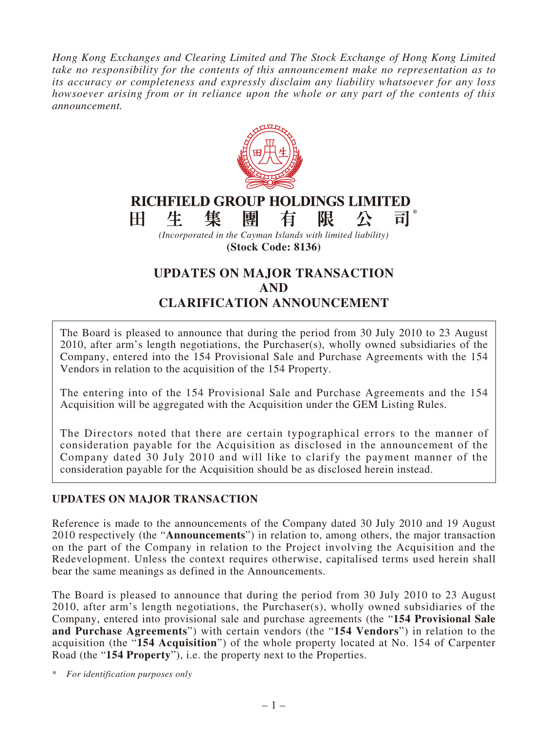*Hong Kong Exchanges and Clearing Limited and The Stock Exchange of Hong Kong Limited take no responsibility for the contents of this announcement make no representation as to its accuracy or completeness and expressly disclaim any liability whatsoever for any loss howsoever arising from or in reliance upon the whole or any part of the contents of this announcement.*

# RICHFIELD GROUP HOLDINGS LIMITED
# 田生集團有限公司*

*(Incorporated in the Cayman Islands with limited liability)*

**(Stock Code: 8136)**

# UPDATES ON MAJOR TRANSACTION AND CLARIFICATION ANNOUNCEMENT

The Board is pleased to announce that during the period from 30 July 2010 to 23 August 2010, after arm's length negotiations, the Purchaser(s), wholly owned subsidiaries of the Company, entered into the 154 Provisional Sale and Purchase Agreements with the 154 Vendors in relation to the acquisition of the 154 Property.

The entering into of the 154 Provisional Sale and Purchase Agreements and the 154 Acquisition will be aggregated with the Acquisition under the GEM Listing Rules.

The Directors noted that there are certain typographical errors to the manner of consideration payable for the Acquisition as disclosed in the announcement of the Company dated 30 July 2010 and will like to clarify the payment manner of the consideration payable for the Acquisition should be as disclosed herein instead.

## UPDATES ON MAJOR TRANSACTION

Reference is made to the announcements of the Company dated 30 July 2010 and 19 August 2010 respectively (the "**Announcements**") in relation to, among others, the major transaction on the part of the Company in relation to the Project involving the Acquisition and the Redevelopment. Unless the context requires otherwise, capitalised terms used herein shall bear the same meanings as defined in the Announcements.

The Board is pleased to announce that during the period from 30 July 2010 to 23 August 2010, after arm's length negotiations, the Purchaser(s), wholly owned subsidiaries of the Company, entered into provisional sale and purchase agreements (the "**154 Provisional Sale and Purchase Agreements**") with certain vendors (the "**154 Vendors**") in relation to the acquisition (the "**154 Acquisition**") of the whole property located at No. 154 of Carpenter Road (the "**154 Property**"), i.e. the property next to the Properties.

\* *For identification purposes only*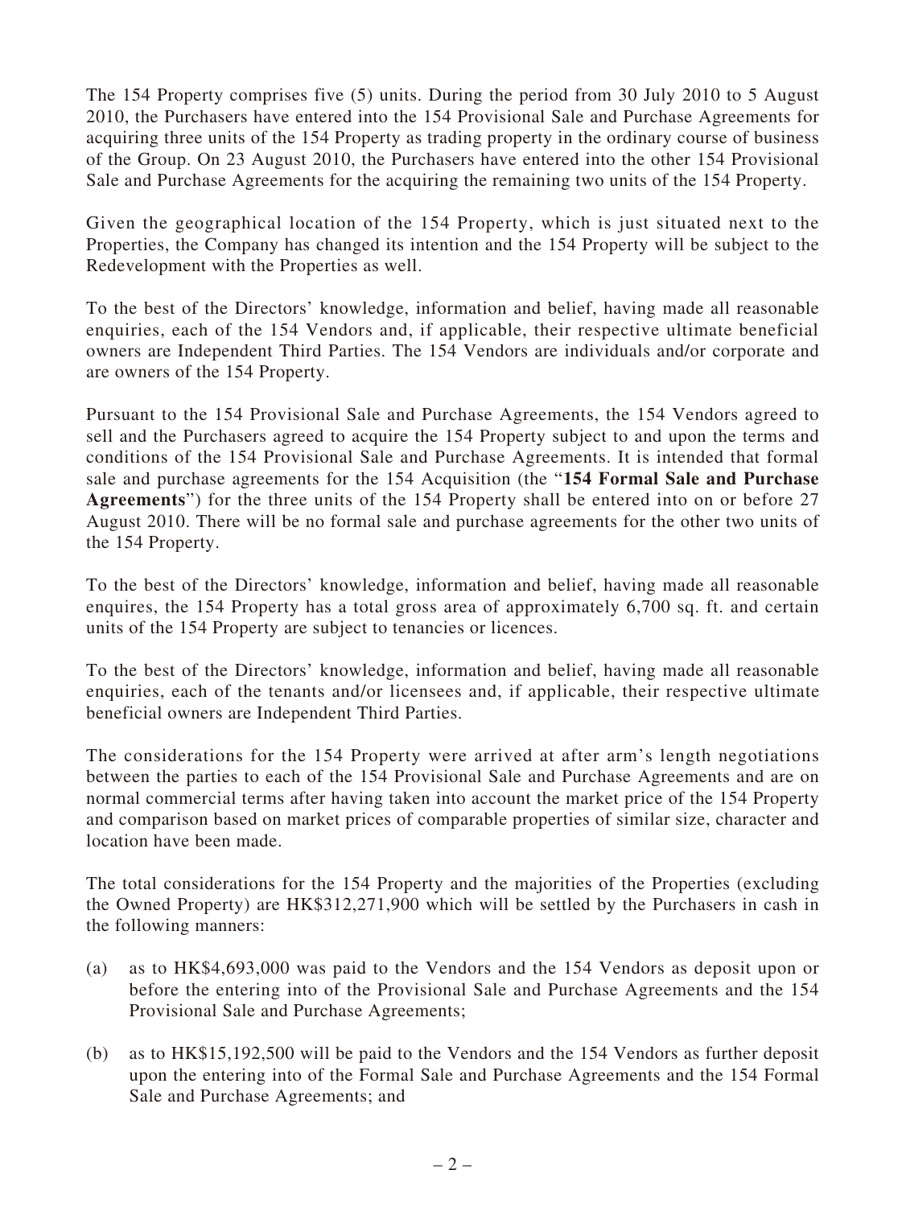The 154 Property comprises five (5) units. During the period from 30 July 2010 to 5 August 2010, the Purchasers have entered into the 154 Provisional Sale and Purchase Agreements for acquiring three units of the 154 Property as trading property in the ordinary course of business of the Group. On 23 August 2010, the Purchasers have entered into the other 154 Provisional Sale and Purchase Agreements for the acquiring the remaining two units of the 154 Property.

Given the geographical location of the 154 Property, which is just situated next to the Properties, the Company has changed its intention and the 154 Property will be subject to the Redevelopment with the Properties as well.

To the best of the Directors' knowledge, information and belief, having made all reasonable enquiries, each of the 154 Vendors and, if applicable, their respective ultimate beneficial owners are Independent Third Parties. The 154 Vendors are individuals and/or corporate and are owners of the 154 Property.

Pursuant to the 154 Provisional Sale and Purchase Agreements, the 154 Vendors agreed to sell and the Purchasers agreed to acquire the 154 Property subject to and upon the terms and conditions of the 154 Provisional Sale and Purchase Agreements. It is intended that formal sale and purchase agreements for the 154 Acquisition (the "**154 Formal Sale and Purchase Agreements**") for the three units of the 154 Property shall be entered into on or before 27 August 2010. There will be no formal sale and purchase agreements for the other two units of the 154 Property.

To the best of the Directors' knowledge, information and belief, having made all reasonable enquires, the 154 Property has a total gross area of approximately 6,700 sq. ft. and certain units of the 154 Property are subject to tenancies or licences.

To the best of the Directors' knowledge, information and belief, having made all reasonable enquiries, each of the tenants and/or licensees and, if applicable, their respective ultimate beneficial owners are Independent Third Parties.

The considerations for the 154 Property were arrived at after arm's length negotiations between the parties to each of the 154 Provisional Sale and Purchase Agreements and are on normal commercial terms after having taken into account the market price of the 154 Property and comparison based on market prices of comparable properties of similar size, character and location have been made.

The total considerations for the 154 Property and the majorities of the Properties (excluding the Owned Property) are HK$312,271,900 which will be settled by the Purchasers in cash in the following manners:

(a) as to HK$4,693,000 was paid to the Vendors and the 154 Vendors as deposit upon or before the entering into of the Provisional Sale and Purchase Agreements and the 154 Provisional Sale and Purchase Agreements;

(b) as to HK$15,192,500 will be paid to the Vendors and the 154 Vendors as further deposit upon the entering into of the Formal Sale and Purchase Agreements and the 154 Formal Sale and Purchase Agreements; and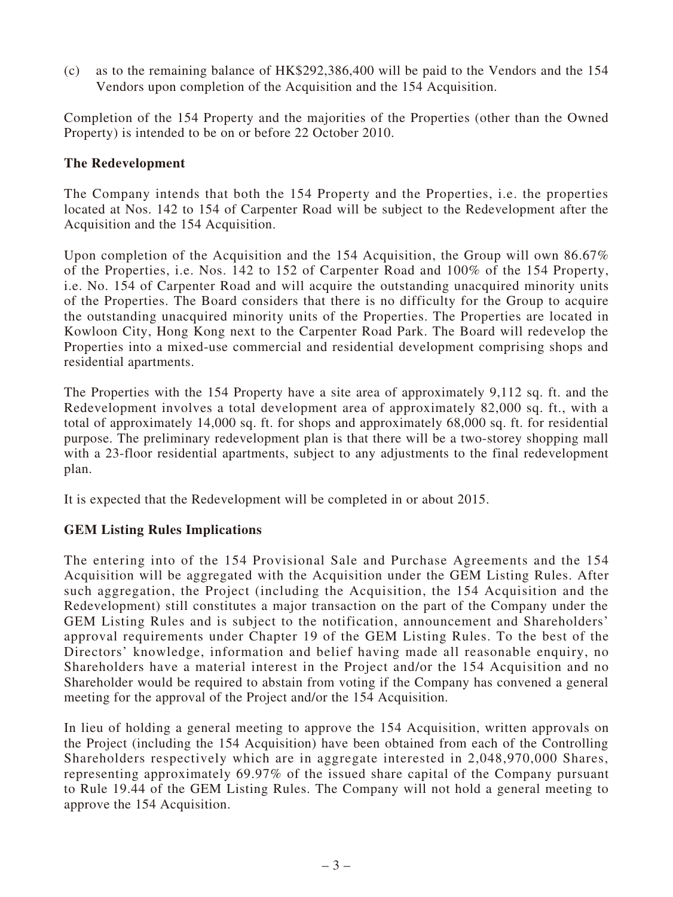(c) as to the remaining balance of HK$292,386,400 will be paid to the Vendors and the 154 Vendors upon completion of the Acquisition and the 154 Acquisition.

Completion of the 154 Property and the majorities of the Properties (other than the Owned Property) is intended to be on or before 22 October 2010.

**The Redevelopment**

The Company intends that both the 154 Property and the Properties, i.e. the properties located at Nos. 142 to 154 of Carpenter Road will be subject to the Redevelopment after the Acquisition and the 154 Acquisition.

Upon completion of the Acquisition and the 154 Acquisition, the Group will own 86.67% of the Properties, i.e. Nos. 142 to 152 of Carpenter Road and 100% of the 154 Property, i.e. No. 154 of Carpenter Road and will acquire the outstanding unacquired minority units of the Properties. The Board considers that there is no difficulty for the Group to acquire the outstanding unacquired minority units of the Properties. The Properties are located in Kowloon City, Hong Kong next to the Carpenter Road Park. The Board will redevelop the Properties into a mixed-use commercial and residential development comprising shops and residential apartments.

The Properties with the 154 Property have a site area of approximately 9,112 sq. ft. and the Redevelopment involves a total development area of approximately 82,000 sq. ft., with a total of approximately 14,000 sq. ft. for shops and approximately 68,000 sq. ft. for residential purpose. The preliminary redevelopment plan is that there will be a two-storey shopping mall with a 23-floor residential apartments, subject to any adjustments to the final redevelopment plan.

It is expected that the Redevelopment will be completed in or about 2015.

**GEM Listing Rules Implications**

The entering into of the 154 Provisional Sale and Purchase Agreements and the 154 Acquisition will be aggregated with the Acquisition under the GEM Listing Rules. After such aggregation, the Project (including the Acquisition, the 154 Acquisition and the Redevelopment) still constitutes a major transaction on the part of the Company under the GEM Listing Rules and is subject to the notification, announcement and Shareholders' approval requirements under Chapter 19 of the GEM Listing Rules. To the best of the Directors' knowledge, information and belief having made all reasonable enquiry, no Shareholders have a material interest in the Project and/or the 154 Acquisition and no Shareholder would be required to abstain from voting if the Company has convened a general meeting for the approval of the Project and/or the 154 Acquisition.

In lieu of holding a general meeting to approve the 154 Acquisition, written approvals on the Project (including the 154 Acquisition) have been obtained from each of the Controlling Shareholders respectively which are in aggregate interested in 2,048,970,000 Shares, representing approximately 69.97% of the issued share capital of the Company pursuant to Rule 19.44 of the GEM Listing Rules. The Company will not hold a general meeting to approve the 154 Acquisition.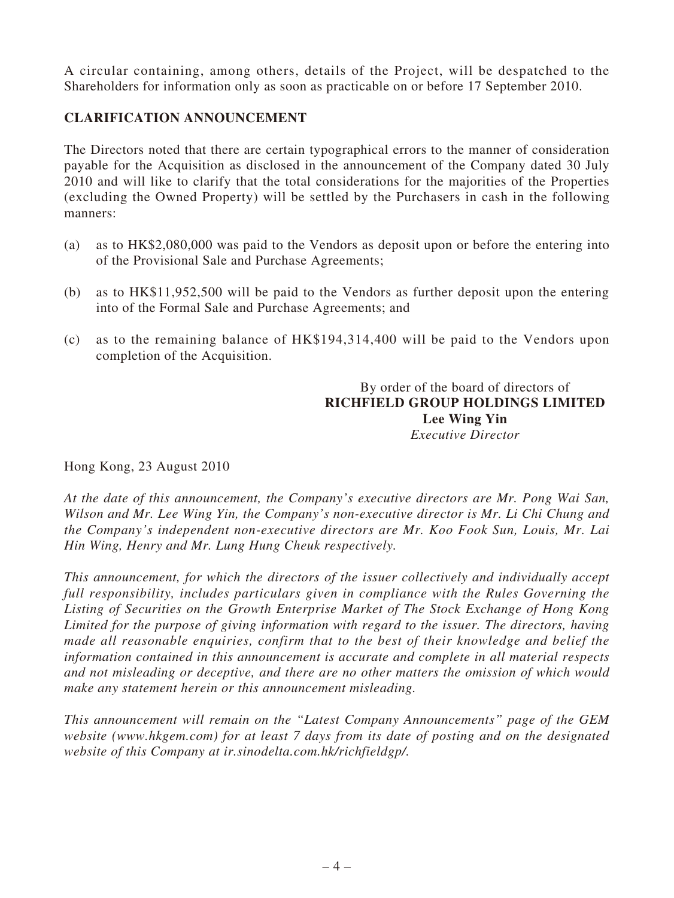A circular containing, among others, details of the Project, will be despatched to the Shareholders for information only as soon as practicable on or before 17 September 2010.

## CLARIFICATION ANNOUNCEMENT

The Directors noted that there are certain typographical errors to the manner of consideration payable for the Acquisition as disclosed in the announcement of the Company dated 30 July 2010 and will like to clarify that the total considerations for the majorities of the Properties (excluding the Owned Property) will be settled by the Purchasers in cash in the following manners:

(a) as to HK$2,080,000 was paid to the Vendors as deposit upon or before the entering into of the Provisional Sale and Purchase Agreements;

(b) as to HK$11,952,500 will be paid to the Vendors as further deposit upon the entering into of the Formal Sale and Purchase Agreements; and

(c) as to the remaining balance of HK$194,314,400 will be paid to the Vendors upon completion of the Acquisition.

By order of the board of directors of
**RICHFIELD GROUP HOLDINGS LIMITED**
**Lee Wing Yin**
*Executive Director*

Hong Kong, 23 August 2010

*At the date of this announcement, the Company's executive directors are Mr. Pong Wai San, Wilson and Mr. Lee Wing Yin, the Company's non-executive director is Mr. Li Chi Chung and the Company's independent non-executive directors are Mr. Koo Fook Sun, Louis, Mr. Lai Hin Wing, Henry and Mr. Lung Hung Cheuk respectively.*

*This announcement, for which the directors of the issuer collectively and individually accept full responsibility, includes particulars given in compliance with the Rules Governing the Listing of Securities on the Growth Enterprise Market of The Stock Exchange of Hong Kong Limited for the purpose of giving information with regard to the issuer. The directors, having made all reasonable enquiries, confirm that to the best of their knowledge and belief the information contained in this announcement is accurate and complete in all material respects and not misleading or deceptive, and there are no other matters the omission of which would make any statement herein or this announcement misleading.*

*This announcement will remain on the "Latest Company Announcements" page of the GEM website (www.hkgem.com) for at least 7 days from its date of posting and on the designated website of this Company at ir.sinodelta.com.hk/richfieldgp/.*